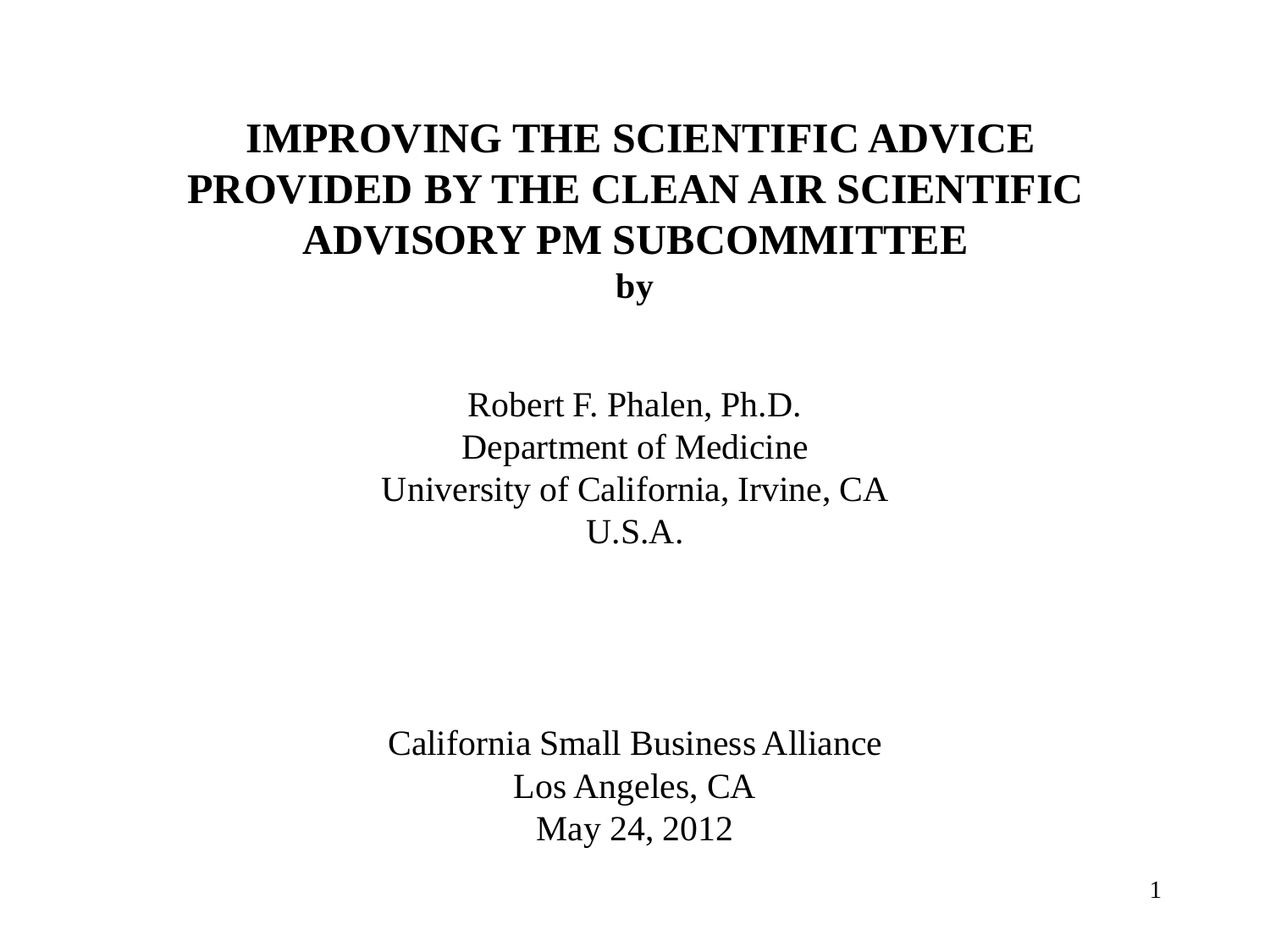# IMPROVING THE SCIENTIFIC ADVICE PROVIDED BY THE CLEAN AIR SCIENTIFIC ADVISORY PM SUBCOMMITTEE

**by**

Robert F. Phalen, Ph.D.
Department of Medicine
University of California, Irvine, CA
U.S.A.

California Small Business Alliance
Los Angeles, CA
May 24, 2012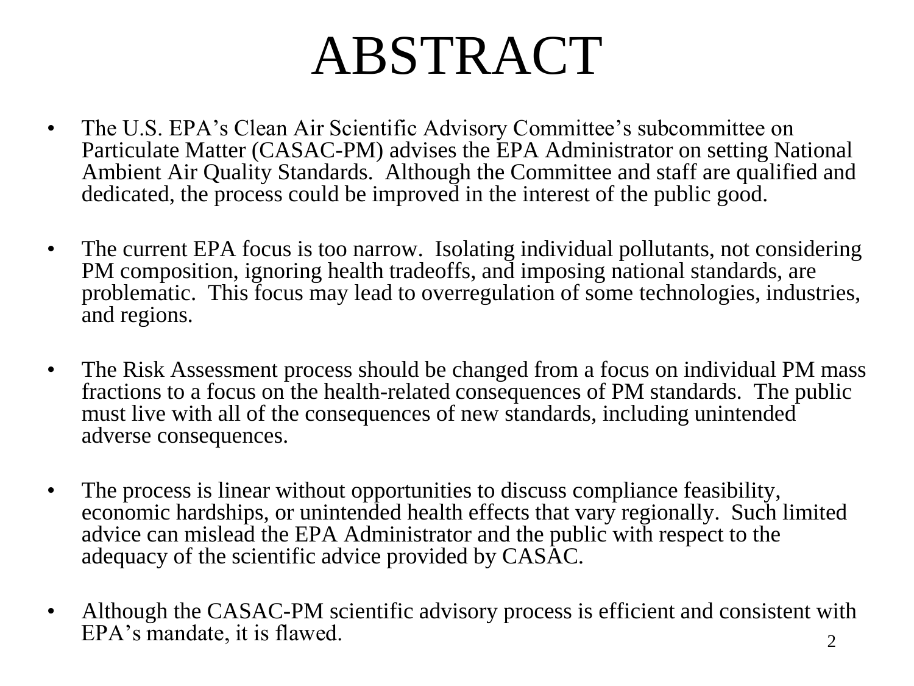# ABSTRACT

- The U.S. EPA's Clean Air Scientific Advisory Committee's subcommittee on Particulate Matter (CASAC-PM) advises the EPA Administrator on setting National Ambient Air Quality Standards. Although the Committee and staff are qualified and dedicated, the process could be improved in the interest of the public good.

- The current EPA focus is too narrow. Isolating individual pollutants, not considering PM composition, ignoring health tradeoffs, and imposing national standards, are problematic. This focus may lead to overregulation of some technologies, industries, and regions.

- The Risk Assessment process should be changed from a focus on individual PM mass fractions to a focus on the health-related consequences of PM standards. The public must live with all of the consequences of new standards, including unintended adverse consequences.

- The process is linear without opportunities to discuss compliance feasibility, economic hardships, or unintended health effects that vary regionally. Such limited advice can mislead the EPA Administrator and the public with respect to the adequacy of the scientific advice provided by CASAC.

- Although the CASAC-PM scientific advisory process is efficient and consistent with EPA's mandate, it is flawed.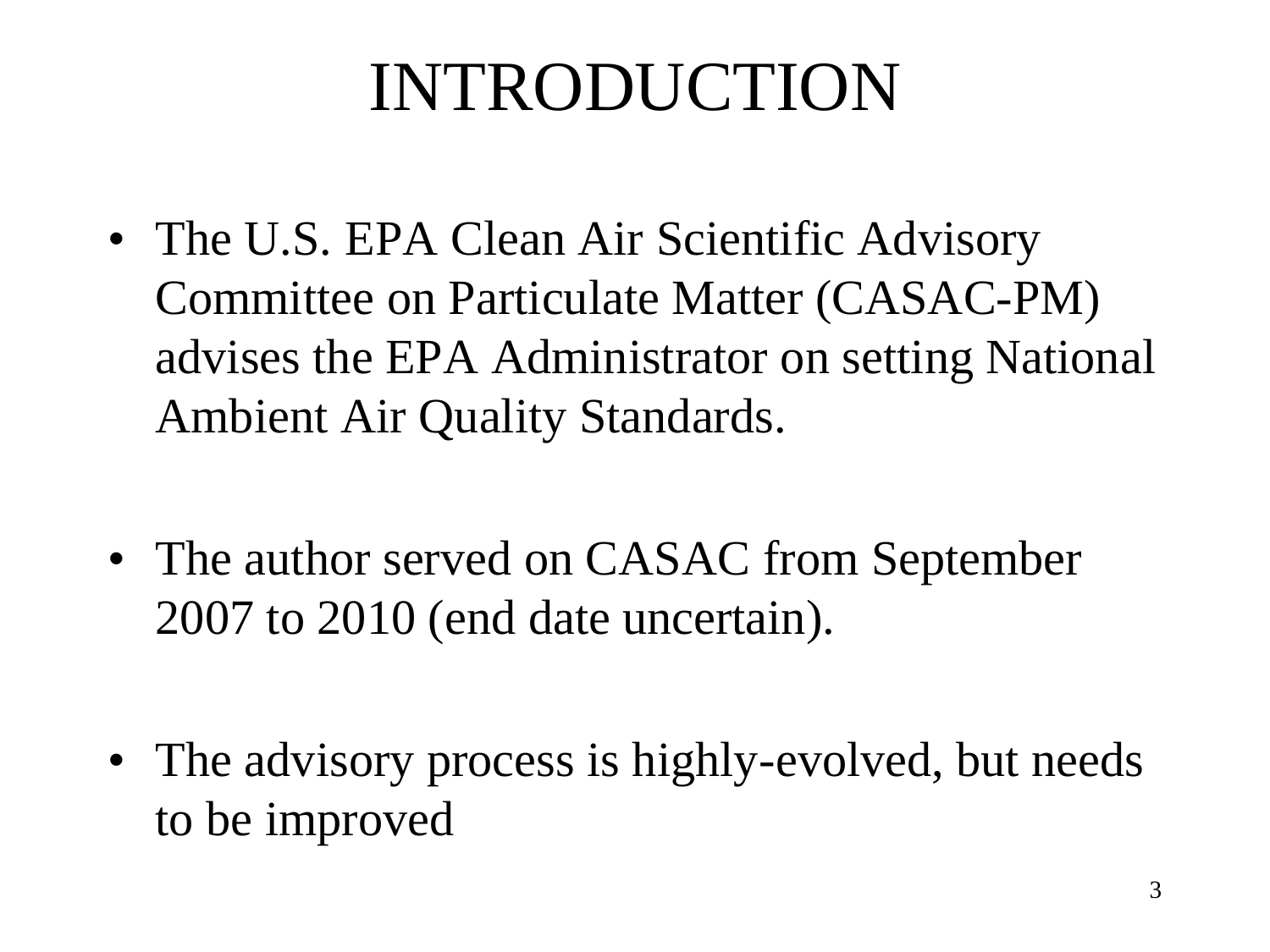# INTRODUCTION

- The U.S. EPA Clean Air Scientific Advisory Committee on Particulate Matter (CASAC-PM) advises the EPA Administrator on setting National Ambient Air Quality Standards.

- The author served on CASAC from September 2007 to 2010 (end date uncertain).

- The advisory process is highly-evolved, but needs to be improved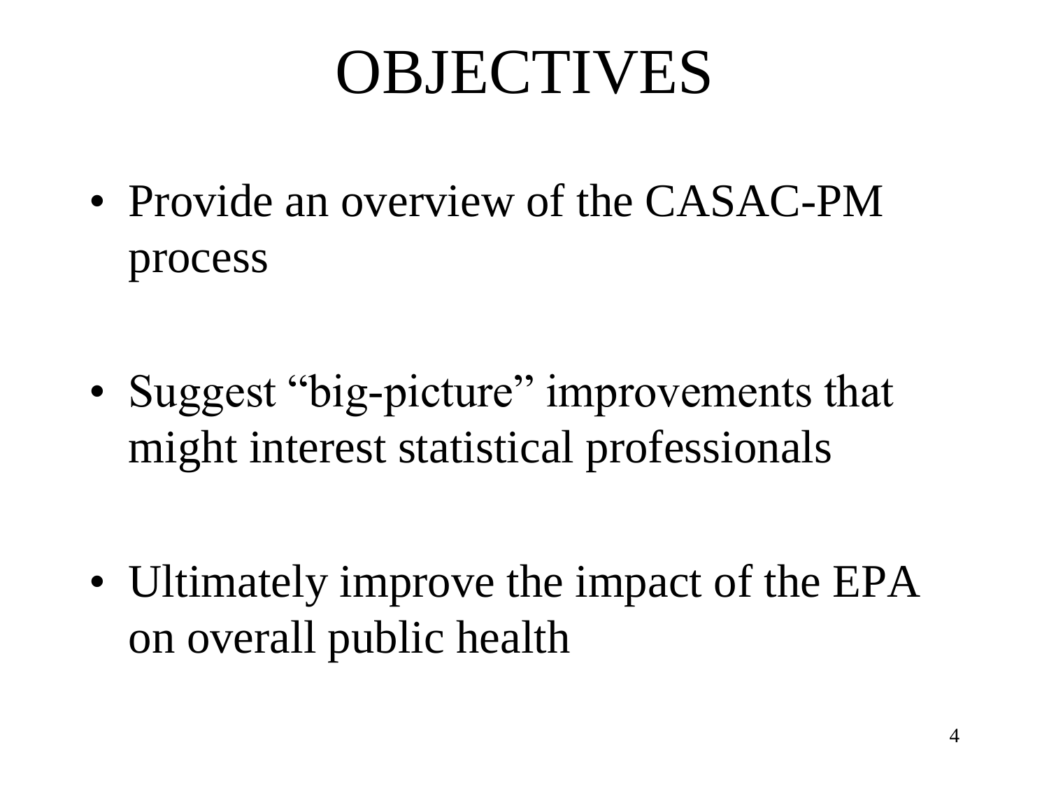# OBJECTIVES

- Provide an overview of the CASAC-PM process
- Suggest "big-picture" improvements that might interest statistical professionals
- Ultimately improve the impact of the EPA on overall public health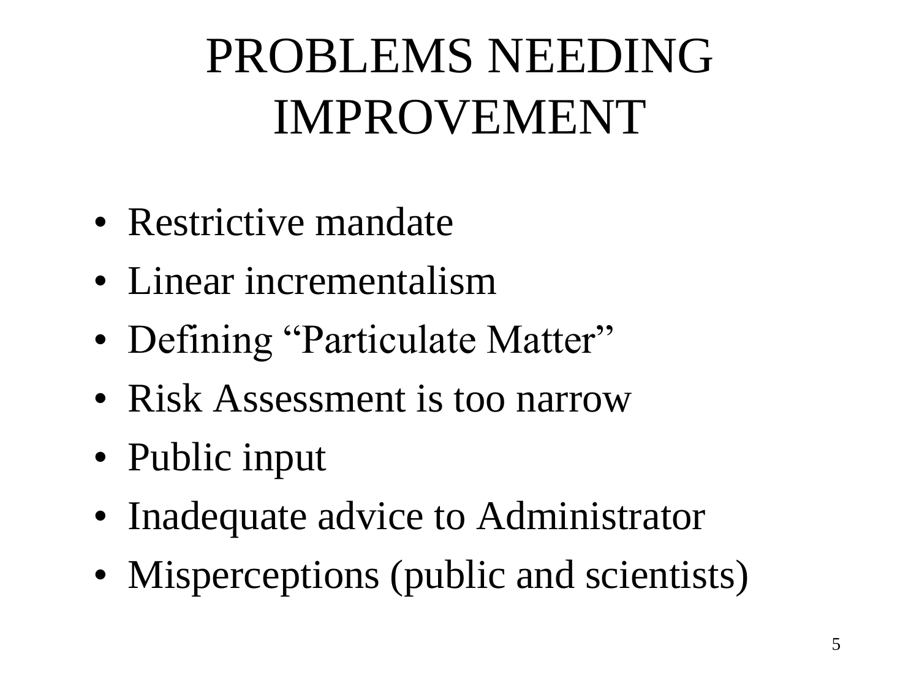# PROBLEMS NEEDING IMPROVEMENT

- Restrictive mandate
- Linear incrementalism
- Defining “Particulate Matter”
- Risk Assessment is too narrow
- Public input
- Inadequate advice to Administrator
- Misperceptions (public and scientists)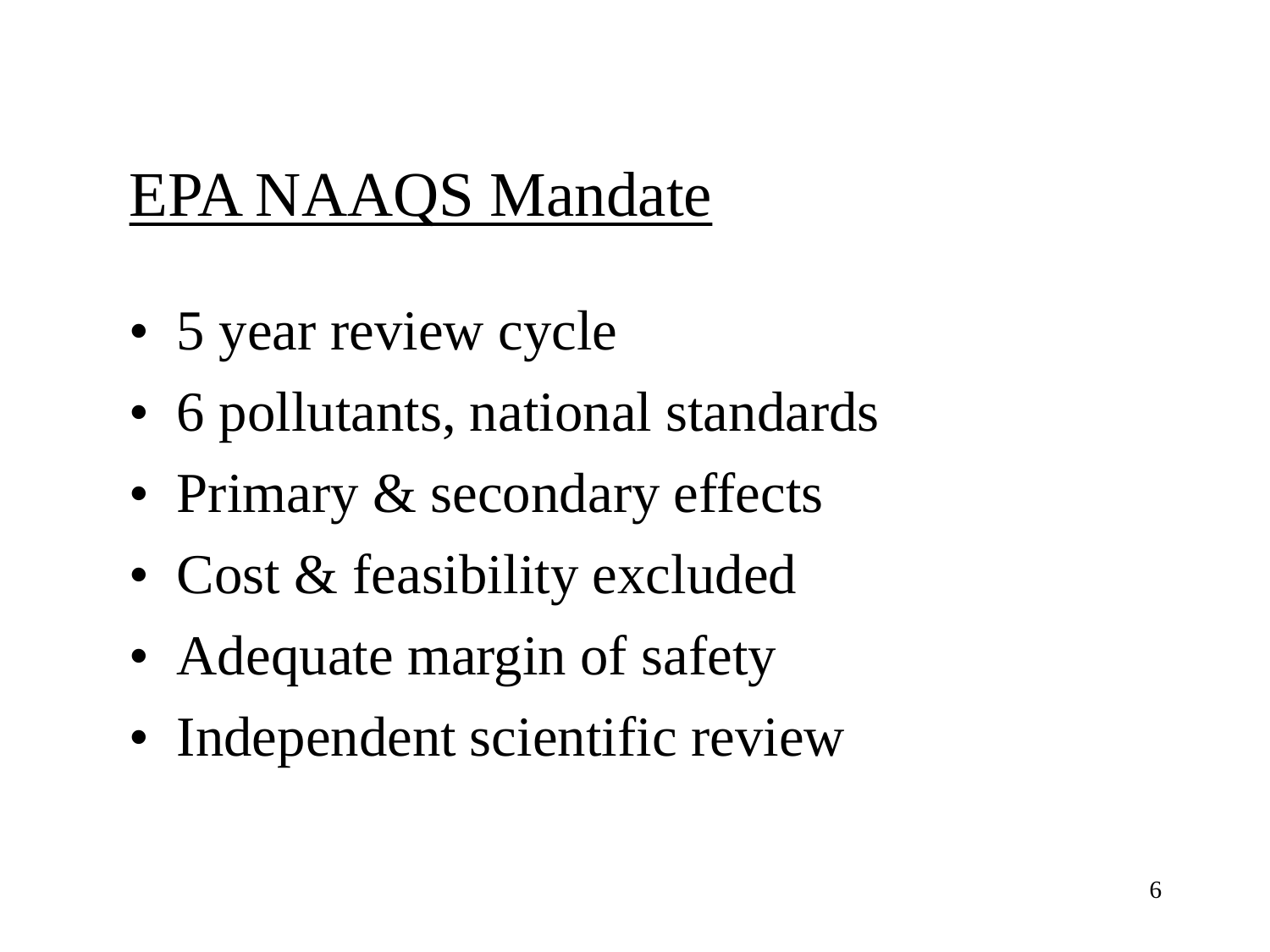# EPA NAAQS Mandate

- 5 year review cycle
- 6 pollutants, national standards
- Primary & secondary effects
- Cost & feasibility excluded
- Adequate margin of safety
- Independent scientific review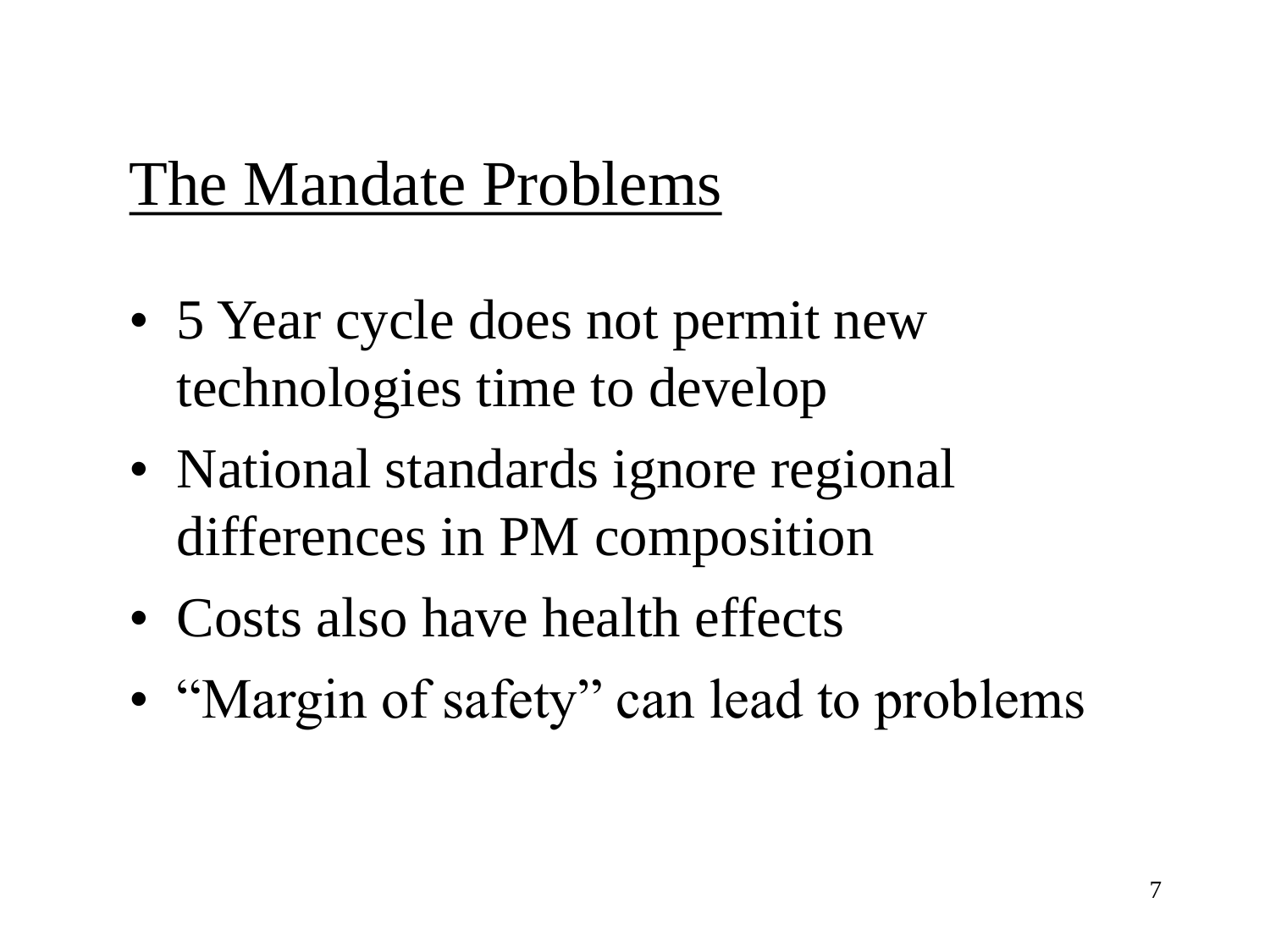## The Mandate Problems

- 5 Year cycle does not permit new technologies time to develop
- National standards ignore regional differences in PM composition
- Costs also have health effects
- “Margin of safety” can lead to problems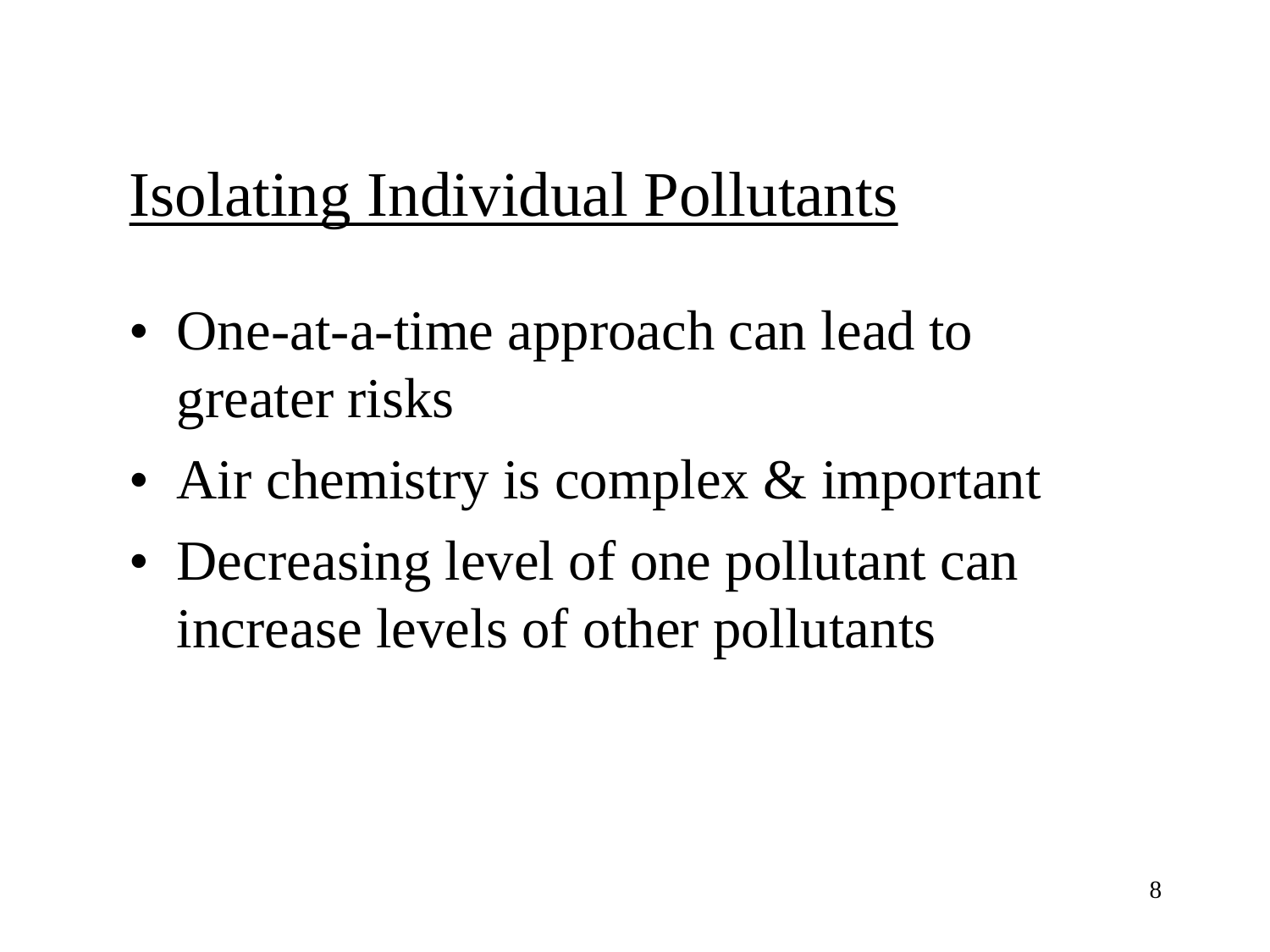# Isolating Individual Pollutants

- One-at-a-time approach can lead to greater risks
- Air chemistry is complex & important
- Decreasing level of one pollutant can increase levels of other pollutants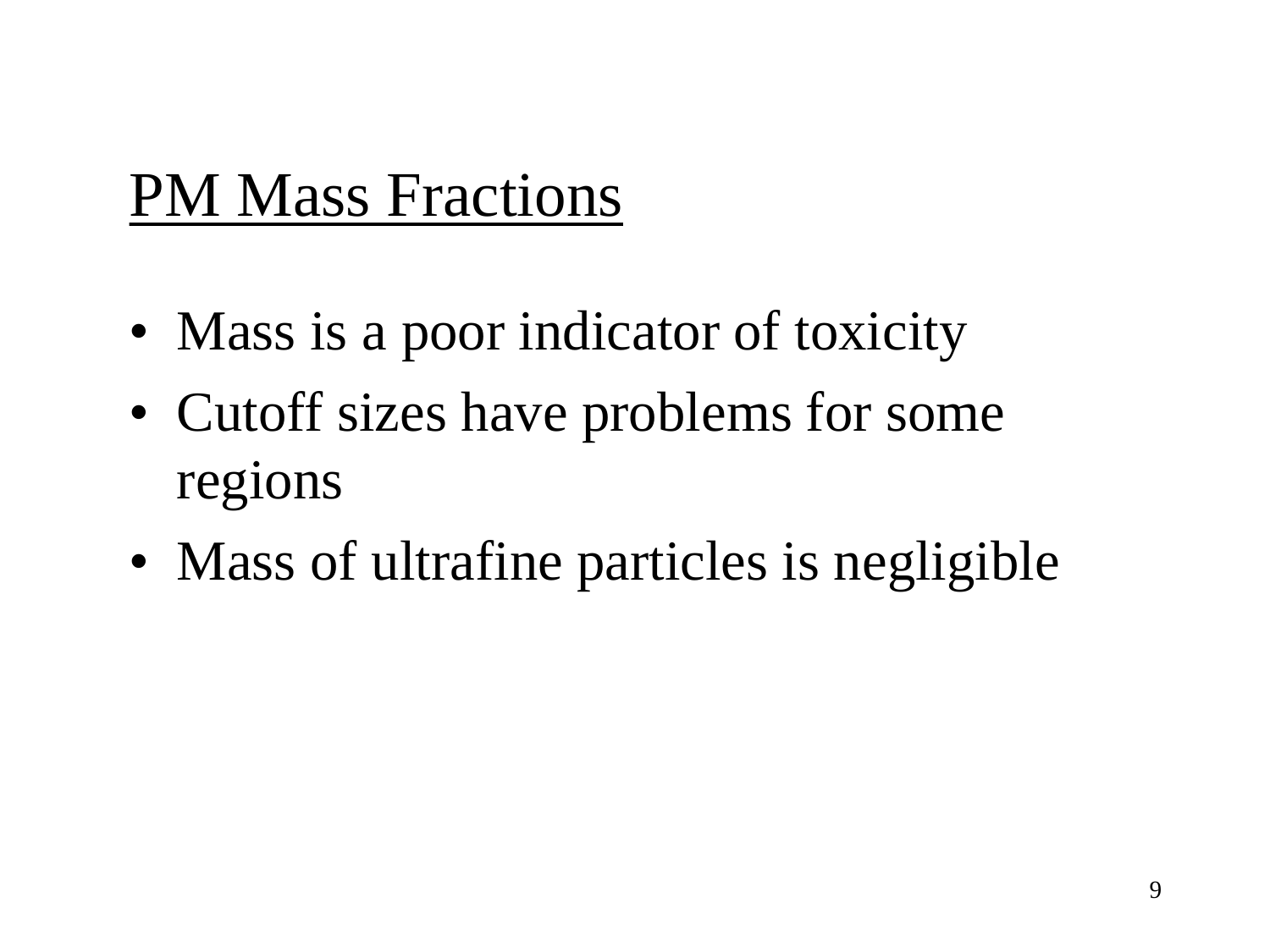## PM Mass Fractions

- Mass is a poor indicator of toxicity
- Cutoff sizes have problems for some regions
- Mass of ultrafine particles is negligible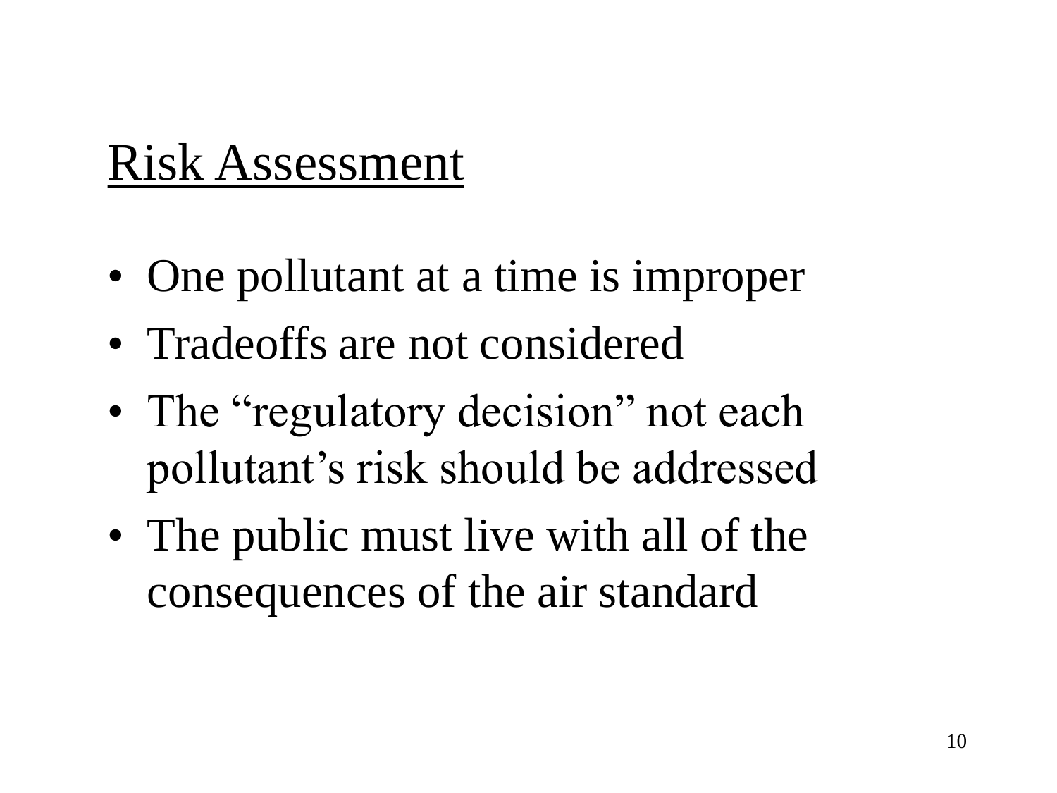## Risk Assessment

- One pollutant at a time is improper
- Tradeoffs are not considered
- The “regulatory decision” not each pollutant’s risk should be addressed
- The public must live with all of the consequences of the air standard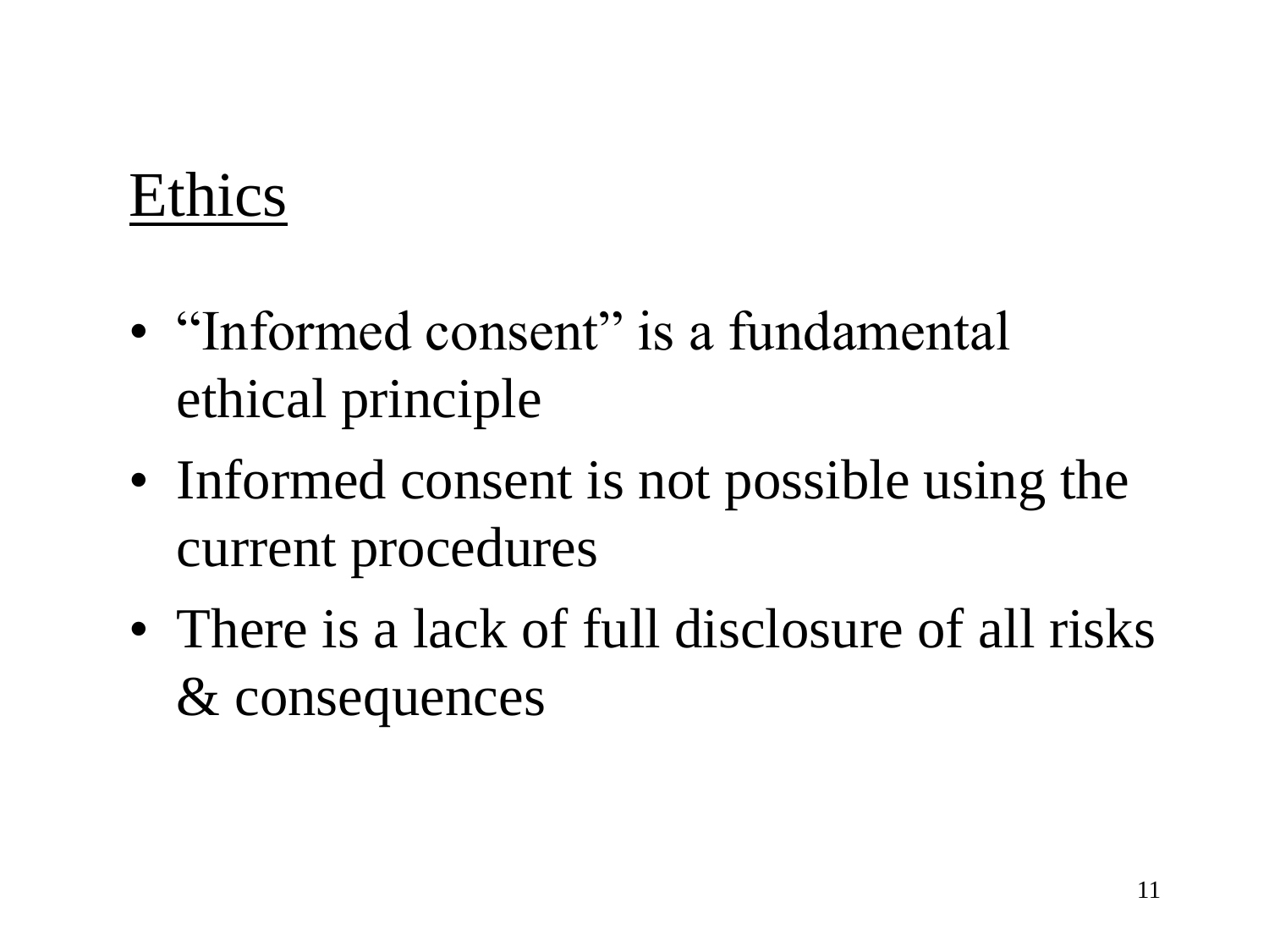## Ethics

- “Informed consent” is a fundamental ethical principle
- Informed consent is not possible using the current procedures
- There is a lack of full disclosure of all risks & consequences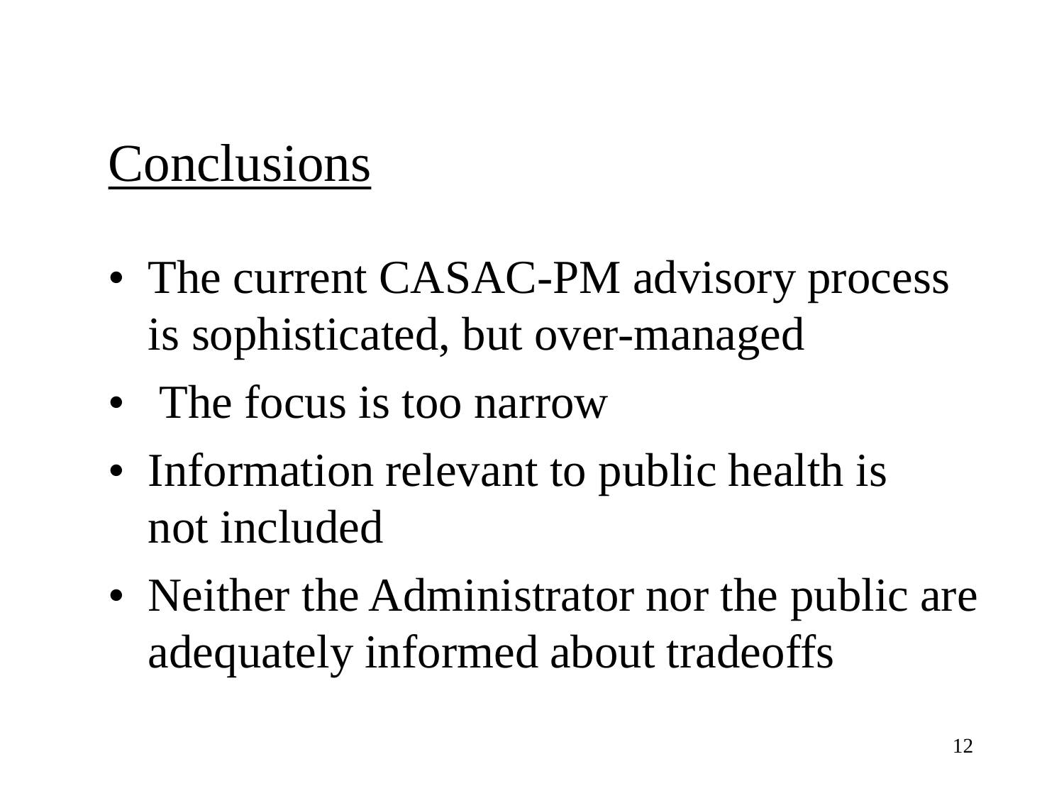# Conclusions

- The current CASAC-PM advisory process is sophisticated, but over-managed
- The focus is too narrow
- Information relevant to public health is not included
- Neither the Administrator nor the public are adequately informed about tradeoffs